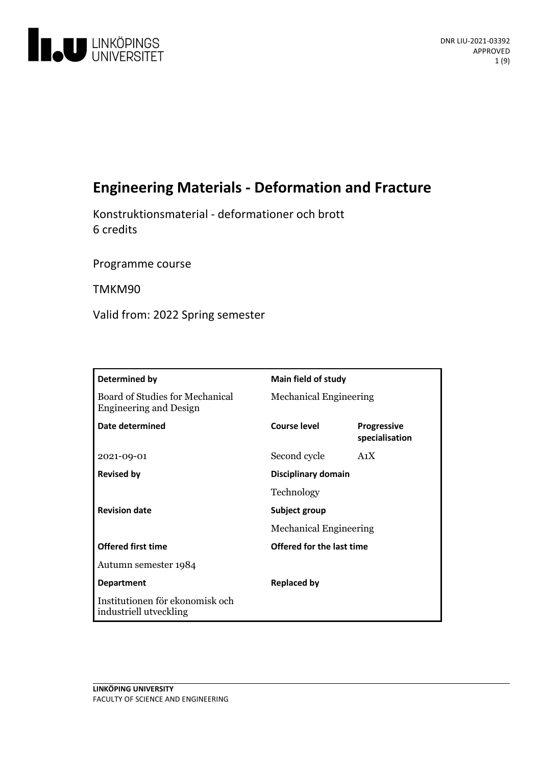DNR LIU-2021-03392
APPROVED

# Engineering Materials - Deformation and Fracture

Konstruktionsmaterial - deformationer och brott
6 credits

Programme course

TMKM90

Valid from: 2022 Spring semester

| **Determined by** | **Main field of study** | |
|---|---|---|
| Board of Studies for Mechanical Engineering and Design | Mechanical Engineering | |
| **Date determined** | **Course level** | **Progressive specialisation** |
| 2021-09-01 | Second cycle | A1X |
| **Revised by** | **Disciplinary domain** | |
| | Technology | |
| **Revision date** | **Subject group** | |
| | Mechanical Engineering | |
| **Offered first time** | **Offered for the last time** | |
| Autumn semester 1984 | | |
| **Department** | **Replaced by** | |
| Institutionen för ekonomisk och industriell utveckling | | |

LINKÖPING UNIVERSITY
FACULTY OF SCIENCE AND ENGINEERING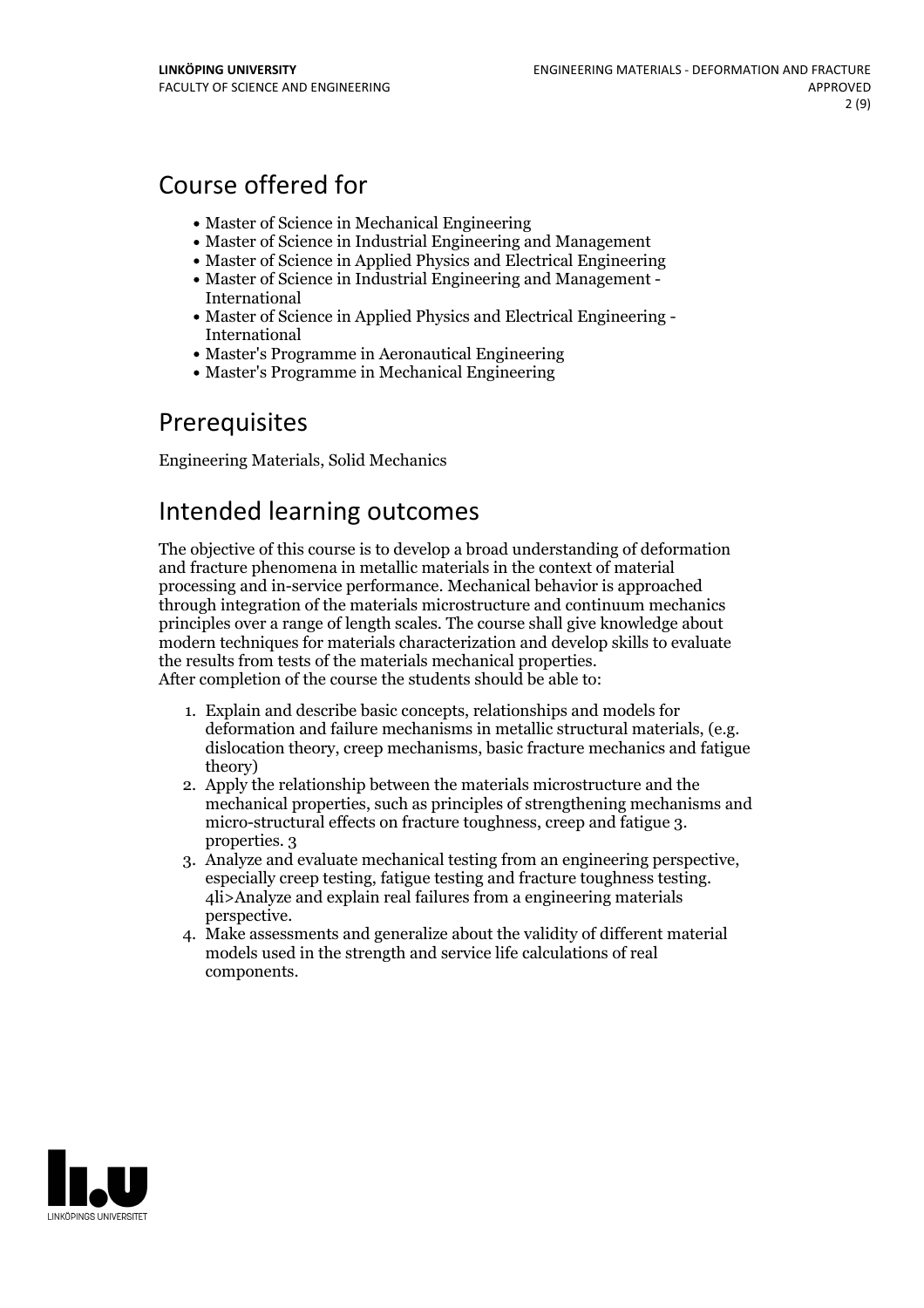## Course offered for

- Master of Science in Mechanical Engineering
- Master of Science in Industrial Engineering and Management
- Master of Science in Applied Physics and Electrical Engineering
- Master of Science in Industrial Engineering and Management - International
- Master of Science in Applied Physics and Electrical Engineering - International
- Master's Programme in Aeronautical Engineering
- Master's Programme in Mechanical Engineering

## Prerequisites

Engineering Materials, Solid Mechanics

## Intended learning outcomes

The objective of this course is to develop a broad understanding of deformation and fracture phenomena in metallic materials in the context of material processing and in-service performance. Mechanical behavior is approached through integration of the materials microstructure and continuum mechanics principles over a range of length scales. The course shall give knowledge about modern techniques for materials characterization and develop skills to evaluate the results from tests of the materials mechanical properties.
After completion of the course the students should be able to:

1. Explain and describe basic concepts, relationships and models for deformation and failure mechanisms in metallic structural materials, (e.g. dislocation theory, creep mechanisms, basic fracture mechanics and fatigue theory)
2. Apply the relationship between the materials microstructure and the mechanical properties, such as principles of strengthening mechanisms and micro-structural effects on fracture toughness, creep and fatigue 3. properties. 3
3. Analyze and evaluate mechanical testing from an engineering perspective, especially creep testing, fatigue testing and fracture toughness testing. 4li>Analyze and explain real failures from a engineering materials perspective.
4. Make assessments and generalize about the validity of different material models used in the strength and service life calculations of real components.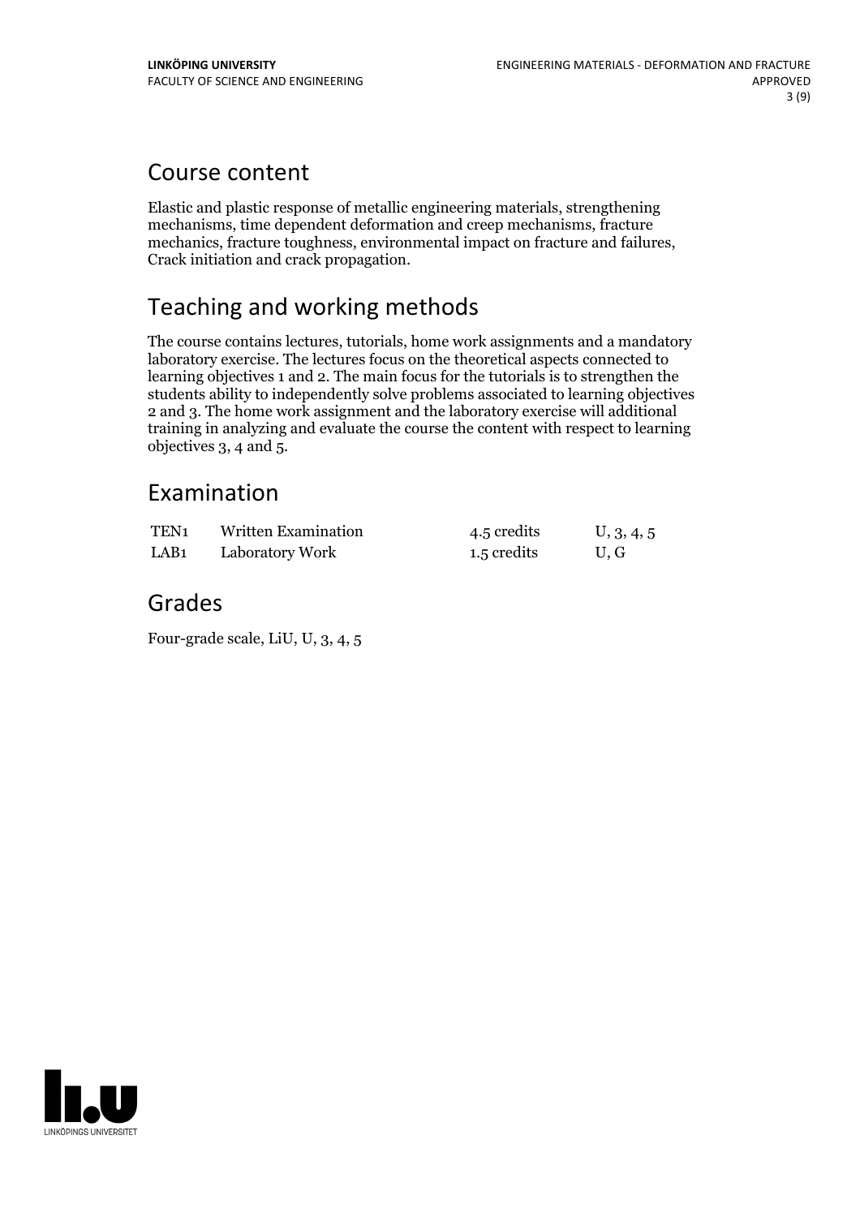## Course content

Elastic and plastic response of metallic engineering materials, strengthening mechanisms, time dependent deformation and creep mechanisms, fracture mechanics, fracture toughness, environmental impact on fracture and failures, Crack initiation and crack propagation.

## Teaching and working methods

The course contains lectures, tutorials, home work assignments and a mandatory laboratory exercise. The lectures focus on the theoretical aspects connected to learning objectives 1 and 2. The main focus for the tutorials is to strengthen the students ability to independently solve problems associated to learning objectives 2 and 3. The home work assignment and the laboratory exercise will additional training in analyzing and evaluate the course the content with respect to learning objectives 3, 4 and 5.

## Examination

| | | | |
|---|---|---|---|
| TEN1 | Written Examination | 4.5 credits | U, 3, 4, 5 |
| LAB1 | Laboratory Work | 1.5 credits | U, G |

## Grades

Four-grade scale, LiU, U, 3, 4, 5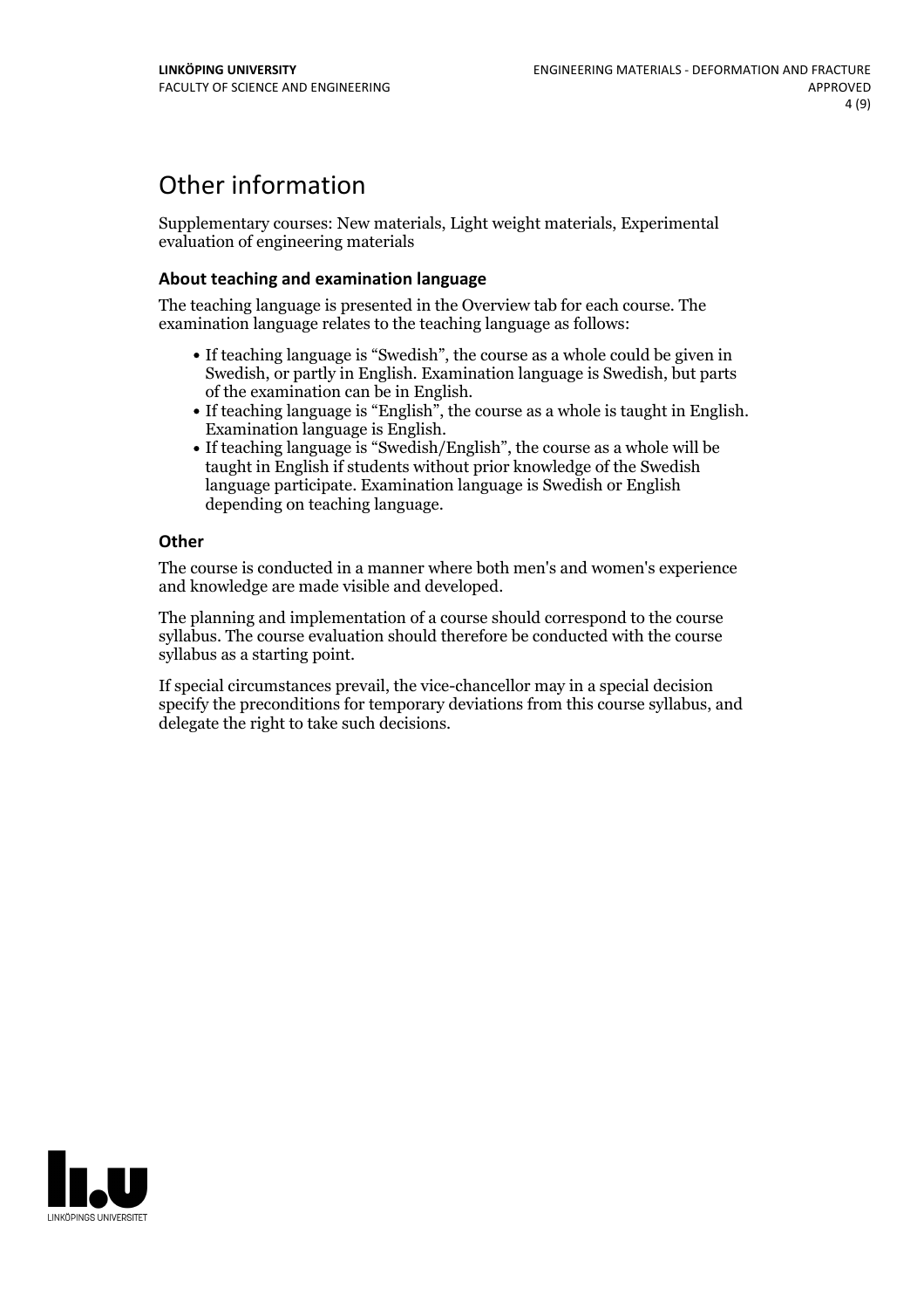# Other information

Supplementary courses: New materials, Light weight materials, Experimental evaluation of engineering materials

### About teaching and examination language

The teaching language is presented in the Overview tab for each course. The examination language relates to the teaching language as follows:

- If teaching language is "Swedish", the course as a whole could be given in Swedish, or partly in English. Examination language is Swedish, but parts of the examination can be in English.
- If teaching language is "English", the course as a whole is taught in English. Examination language is English.
- If teaching language is "Swedish/English", the course as a whole will be taught in English if students without prior knowledge of the Swedish language participate. Examination language is Swedish or English depending on teaching language.

### Other

The course is conducted in a manner where both men's and women's experience and knowledge are made visible and developed.

The planning and implementation of a course should correspond to the course syllabus. The course evaluation should therefore be conducted with the course syllabus as a starting point.

If special circumstances prevail, the vice-chancellor may in a special decision specify the preconditions for temporary deviations from this course syllabus, and delegate the right to take such decisions.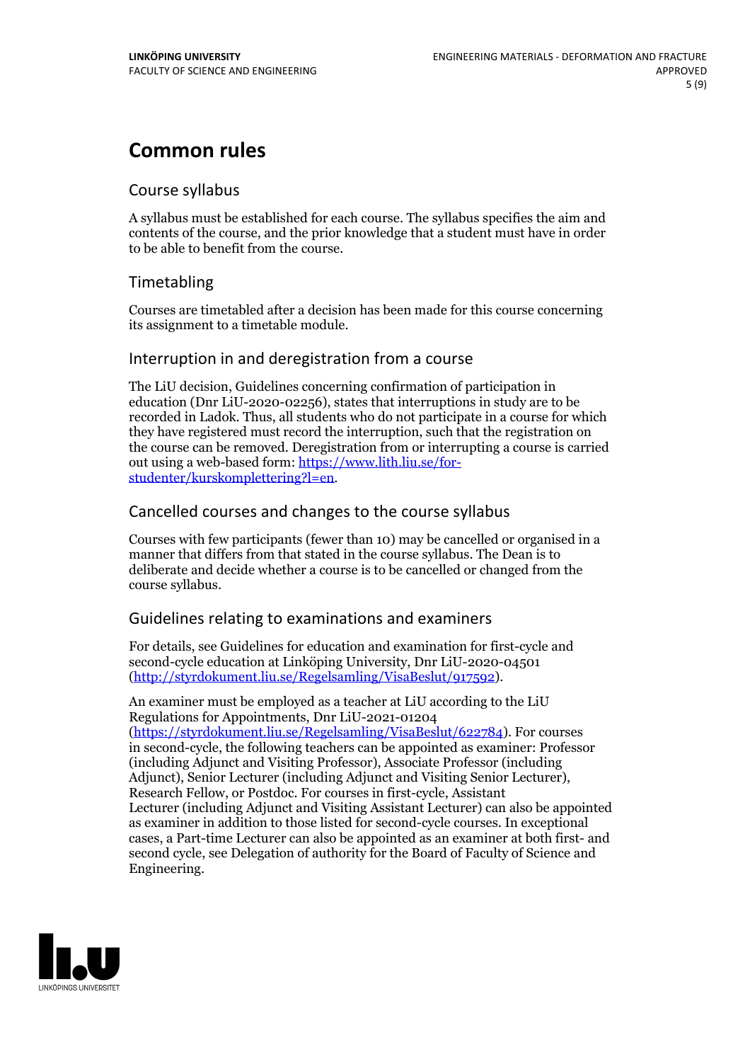# Common rules

## Course syllabus

A syllabus must be established for each course. The syllabus specifies the aim and contents of the course, and the prior knowledge that a student must have in order to be able to benefit from the course.

## Timetabling

Courses are timetabled after a decision has been made for this course concerning its assignment to a timetable module.

## Interruption in and deregistration from a course

The LiU decision, Guidelines concerning confirmation of participation in education (Dnr LiU-2020-02256), states that interruptions in study are to be recorded in Ladok. Thus, all students who do not participate in a course for which they have registered must record the interruption, such that the registration on the course can be removed. Deregistration from or interrupting a course is carried out using a web-based form: [https://www.lith.liu.se/for-studenter/kurskomplettering?l=en](https://www.lith.liu.se/for-studenter/kurskomplettering?l=en).

## Cancelled courses and changes to the course syllabus

Courses with few participants (fewer than 10) may be cancelled or organised in a manner that differs from that stated in the course syllabus. The Dean is to deliberate and decide whether a course is to be cancelled or changed from the course syllabus.

## Guidelines relating to examinations and examiners

For details, see Guidelines for education and examination for first-cycle and second-cycle education at Linköping University, Dnr LiU-2020-04501 ([http://styrdokument.liu.se/Regelsamling/VisaBeslut/917592](http://styrdokument.liu.se/Regelsamling/VisaBeslut/917592)).

An examiner must be employed as a teacher at LiU according to the LiU Regulations for Appointments, Dnr LiU-2021-01204 ([https://styrdokument.liu.se/Regelsamling/VisaBeslut/622784](https://styrdokument.liu.se/Regelsamling/VisaBeslut/622784)). For courses in second-cycle, the following teachers can be appointed as examiner: Professor (including Adjunct and Visiting Professor), Associate Professor (including Adjunct), Senior Lecturer (including Adjunct and Visiting Senior Lecturer), Research Fellow, or Postdoc. For courses in first-cycle, Assistant Lecturer (including Adjunct and Visiting Assistant Lecturer) can also be appointed as examiner in addition to those listed for second-cycle courses. In exceptional cases, a Part-time Lecturer can also be appointed as an examiner at both first- and second cycle, see Delegation of authority for the Board of Faculty of Science and Engineering.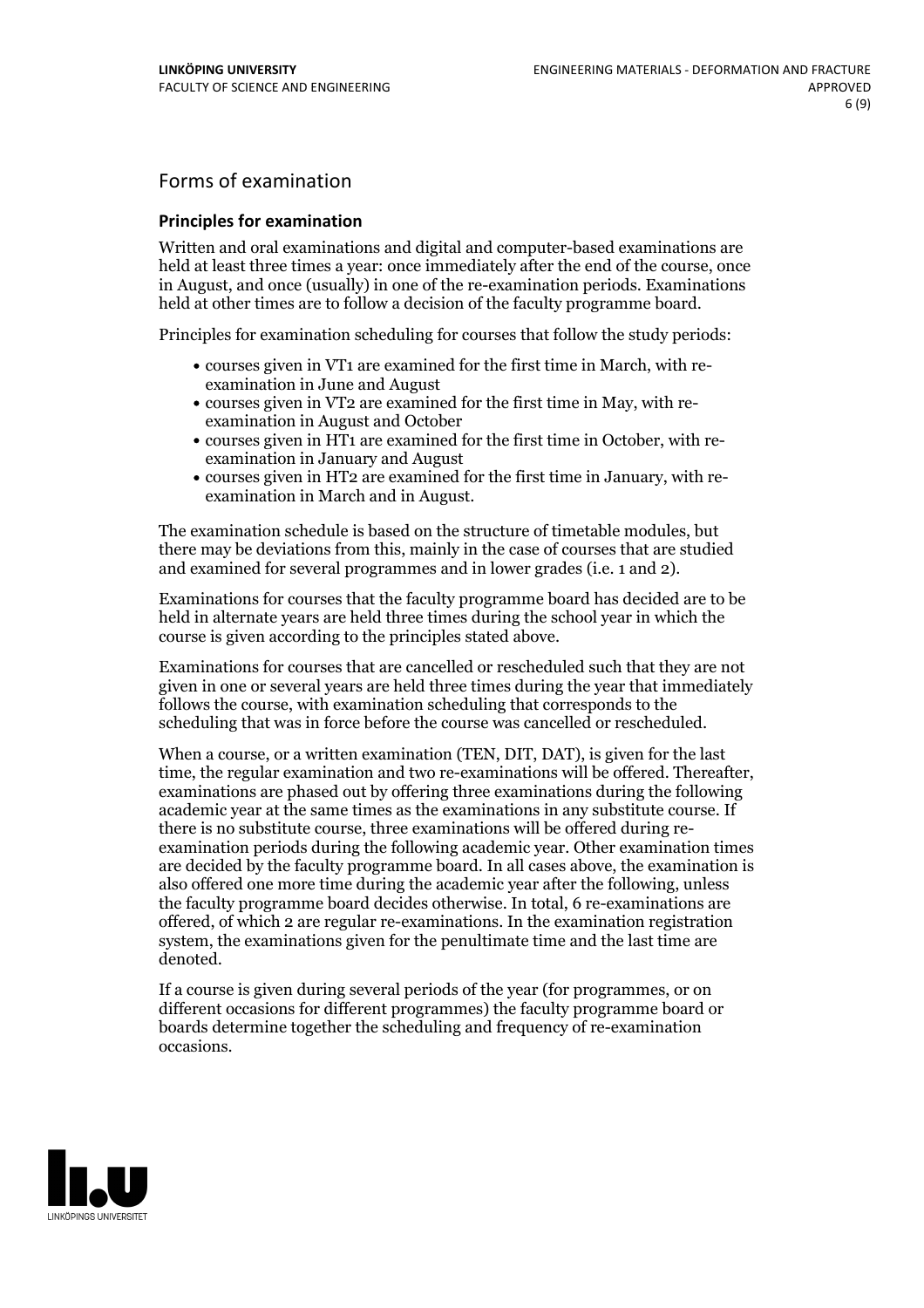## Forms of examination

### Principles for examination

Written and oral examinations and digital and computer-based examinations are held at least three times a year: once immediately after the end of the course, once in August, and once (usually) in one of the re-examination periods. Examinations held at other times are to follow a decision of the faculty programme board.

Principles for examination scheduling for courses that follow the study periods:

- courses given in VT1 are examined for the first time in March, with re-examination in June and August
- courses given in VT2 are examined for the first time in May, with re-examination in August and October
- courses given in HT1 are examined for the first time in October, with re-examination in January and August
- courses given in HT2 are examined for the first time in January, with re-examination in March and in August.

The examination schedule is based on the structure of timetable modules, but there may be deviations from this, mainly in the case of courses that are studied and examined for several programmes and in lower grades (i.e. 1 and 2).

Examinations for courses that the faculty programme board has decided are to be held in alternate years are held three times during the school year in which the course is given according to the principles stated above.

Examinations for courses that are cancelled or rescheduled such that they are not given in one or several years are held three times during the year that immediately follows the course, with examination scheduling that corresponds to the scheduling that was in force before the course was cancelled or rescheduled.

When a course, or a written examination (TEN, DIT, DAT), is given for the last time, the regular examination and two re-examinations will be offered. Thereafter, examinations are phased out by offering three examinations during the following academic year at the same times as the examinations in any substitute course. If there is no substitute course, three examinations will be offered during re-examination periods during the following academic year. Other examination times are decided by the faculty programme board. In all cases above, the examination is also offered one more time during the academic year after the following, unless the faculty programme board decides otherwise. In total, 6 re-examinations are offered, of which 2 are regular re-examinations. In the examination registration system, the examinations given for the penultimate time and the last time are denoted.

If a course is given during several periods of the year (for programmes, or on different occasions for different programmes) the faculty programme board or boards determine together the scheduling and frequency of re-examination occasions.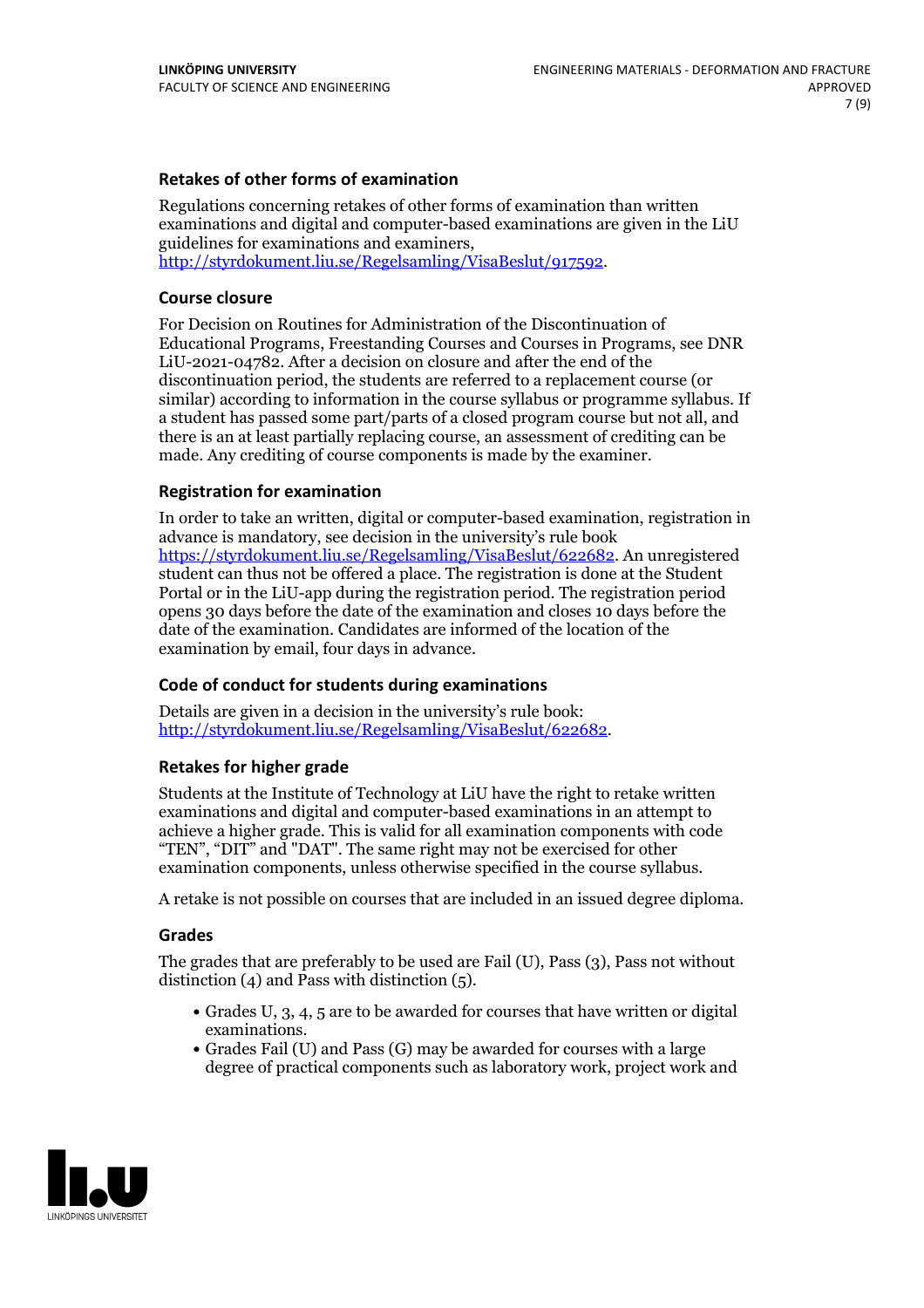### Retakes of other forms of examination

Regulations concerning retakes of other forms of examination than written examinations and digital and computer-based examinations are given in the LiU guidelines for examinations and examiners, http://styrdokument.liu.se/Regelsamling/VisaBeslut/917592.

### Course closure

For Decision on Routines for Administration of the Discontinuation of Educational Programs, Freestanding Courses and Courses in Programs, see DNR LiU-2021-04782. After a decision on closure and after the end of the discontinuation period, the students are referred to a replacement course (or similar) according to information in the course syllabus or programme syllabus. If a student has passed some part/parts of a closed program course but not all, and there is an at least partially replacing course, an assessment of crediting can be made. Any crediting of course components is made by the examiner.

### Registration for examination

In order to take an written, digital or computer-based examination, registration in advance is mandatory, see decision in the university's rule book https://styrdokument.liu.se/Regelsamling/VisaBeslut/622682. An unregistered student can thus not be offered a place. The registration is done at the Student Portal or in the LiU-app during the registration period. The registration period opens 30 days before the date of the examination and closes 10 days before the date of the examination. Candidates are informed of the location of the examination by email, four days in advance.

### Code of conduct for students during examinations

Details are given in a decision in the university's rule book: http://styrdokument.liu.se/Regelsamling/VisaBeslut/622682.

### Retakes for higher grade

Students at the Institute of Technology at LiU have the right to retake written examinations and digital and computer-based examinations in an attempt to achieve a higher grade. This is valid for all examination components with code "TEN", "DIT" and "DAT". The same right may not be exercised for other examination components, unless otherwise specified in the course syllabus.

A retake is not possible on courses that are included in an issued degree diploma.

### Grades

The grades that are preferably to be used are Fail (U), Pass (3), Pass not without distinction (4) and Pass with distinction (5).

- Grades U, 3, 4, 5 are to be awarded for courses that have written or digital examinations.
- Grades Fail (U) and Pass (G) may be awarded for courses with a large degree of practical components such as laboratory work, project work and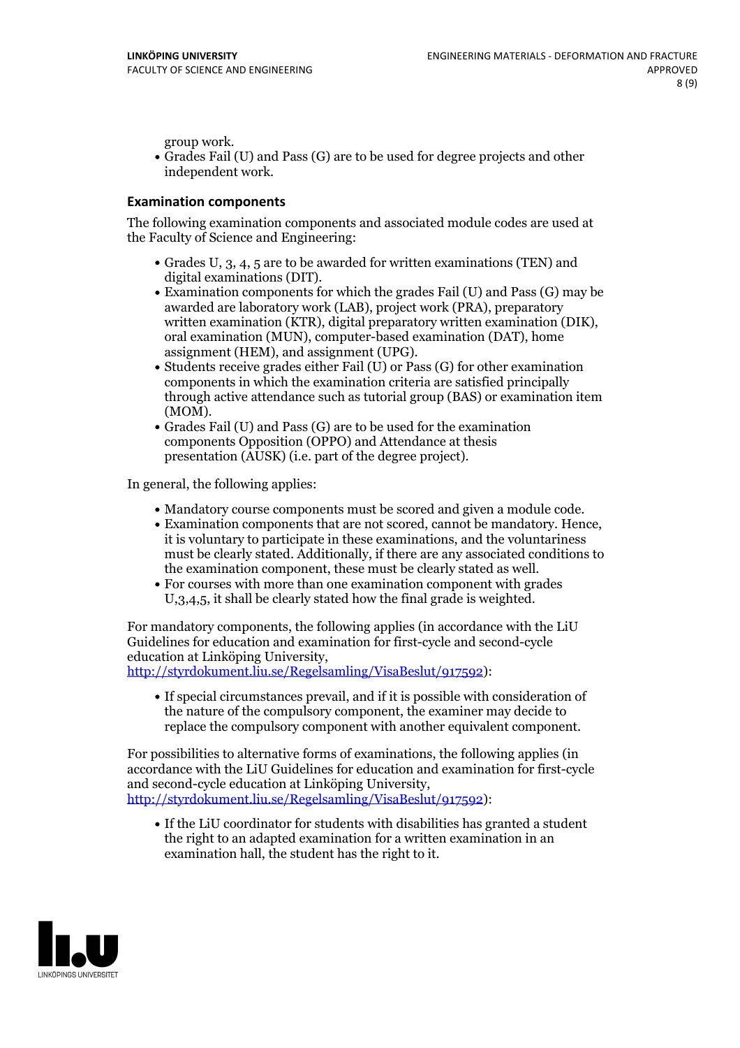group work.

- Grades Fail (U) and Pass (G) are to be used for degree projects and other independent work.

### Examination components

The following examination components and associated module codes are used at the Faculty of Science and Engineering:

- Grades U, 3, 4, 5 are to be awarded for written examinations (TEN) and digital examinations (DIT).
- Examination components for which the grades Fail (U) and Pass (G) may be awarded are laboratory work (LAB), project work (PRA), preparatory written examination (KTR), digital preparatory written examination (DIK), oral examination (MUN), computer-based examination (DAT), home assignment (HEM), and assignment (UPG).
- Students receive grades either Fail (U) or Pass (G) for other examination components in which the examination criteria are satisfied principally through active attendance such as tutorial group (BAS) or examination item (MOM).
- Grades Fail (U) and Pass (G) are to be used for the examination components Opposition (OPPO) and Attendance at thesis presentation (AUSK) (i.e. part of the degree project).

In general, the following applies:

- Mandatory course components must be scored and given a module code.
- Examination components that are not scored, cannot be mandatory. Hence, it is voluntary to participate in these examinations, and the voluntariness must be clearly stated. Additionally, if there are any associated conditions to the examination component, these must be clearly stated as well.
- For courses with more than one examination component with grades U,3,4,5, it shall be clearly stated how the final grade is weighted.

For mandatory components, the following applies (in accordance with the LiU Guidelines for education and examination for first-cycle and second-cycle education at Linköping University, http://styrdokument.liu.se/Regelsamling/VisaBeslut/917592):

- If special circumstances prevail, and if it is possible with consideration of the nature of the compulsory component, the examiner may decide to replace the compulsory component with another equivalent component.

For possibilities to alternative forms of examinations, the following applies (in accordance with the LiU Guidelines for education and examination for first-cycle and second-cycle education at Linköping University, http://styrdokument.liu.se/Regelsamling/VisaBeslut/917592):

- If the LiU coordinator for students with disabilities has granted a student the right to an adapted examination for a written examination in an examination hall, the student has the right to it.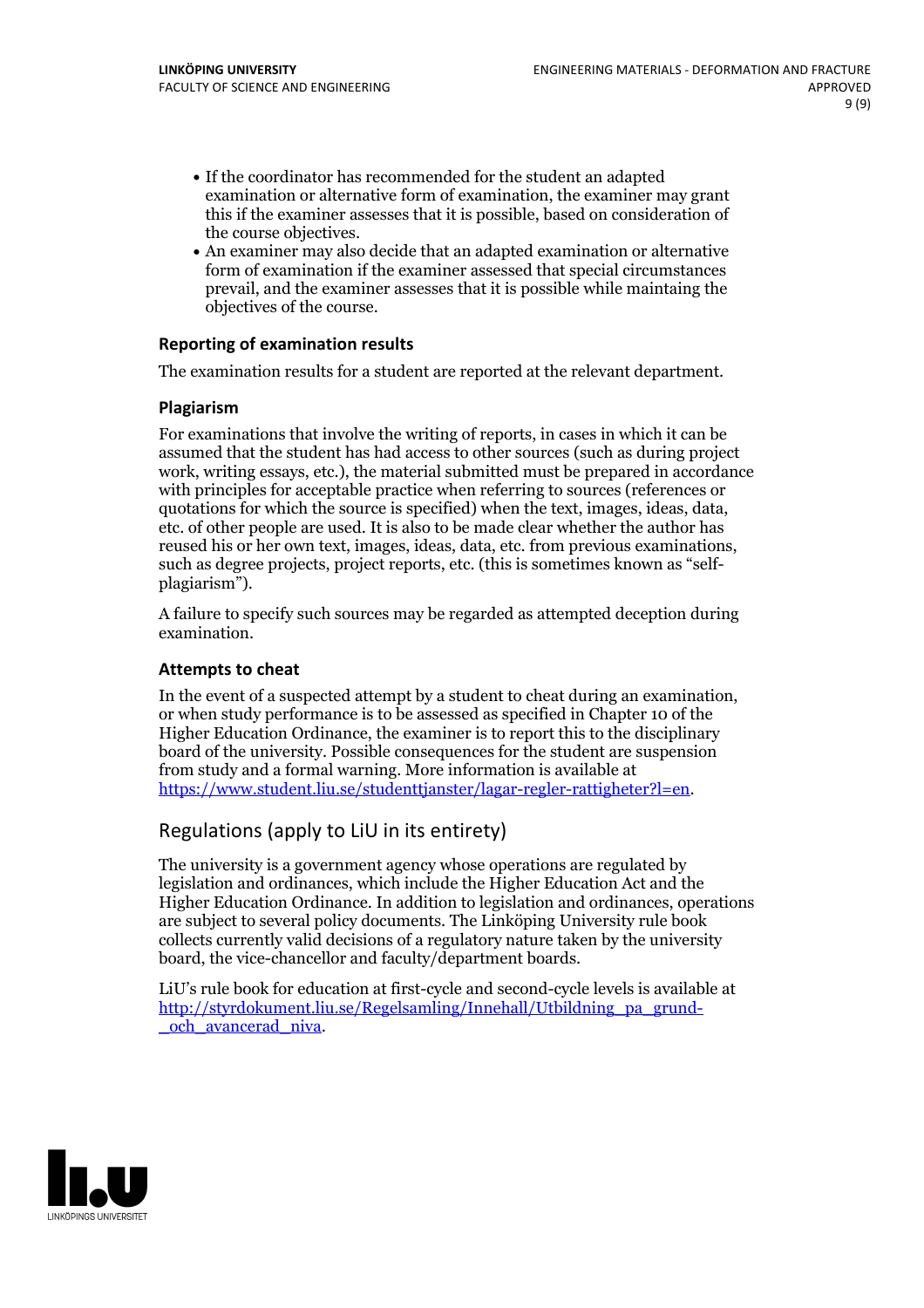- If the coordinator has recommended for the student an adapted examination or alternative form of examination, the examiner may grant this if the examiner assesses that it is possible, based on consideration of the course objectives.
- An examiner may also decide that an adapted examination or alternative form of examination if the examiner assessed that special circumstances prevail, and the examiner assesses that it is possible while maintaing the objectives of the course.

### Reporting of examination results

The examination results for a student are reported at the relevant department.

### Plagiarism

For examinations that involve the writing of reports, in cases in which it can be assumed that the student has had access to other sources (such as during project work, writing essays, etc.), the material submitted must be prepared in accordance with principles for acceptable practice when referring to sources (references or quotations for which the source is specified) when the text, images, ideas, data, etc. of other people are used. It is also to be made clear whether the author has reused his or her own text, images, ideas, data, etc. from previous examinations, such as degree projects, project reports, etc. (this is sometimes known as "self-plagiarism").

A failure to specify such sources may be regarded as attempted deception during examination.

### Attempts to cheat

In the event of a suspected attempt by a student to cheat during an examination, or when study performance is to be assessed as specified in Chapter 10 of the Higher Education Ordinance, the examiner is to report this to the disciplinary board of the university. Possible consequences for the student are suspension from study and a formal warning. More information is available at https://www.student.liu.se/studenttjanster/lagar-regler-rattigheter?l=en.

## Regulations (apply to LiU in its entirety)

The university is a government agency whose operations are regulated by legislation and ordinances, which include the Higher Education Act and the Higher Education Ordinance. In addition to legislation and ordinances, operations are subject to several policy documents. The Linköping University rule book collects currently valid decisions of a regulatory nature taken by the university board, the vice-chancellor and faculty/department boards.

LiU's rule book for education at first-cycle and second-cycle levels is available at http://styrdokument.liu.se/Regelsamling/Innehall/Utbildning_pa_grund-_och_avancerad_niva.